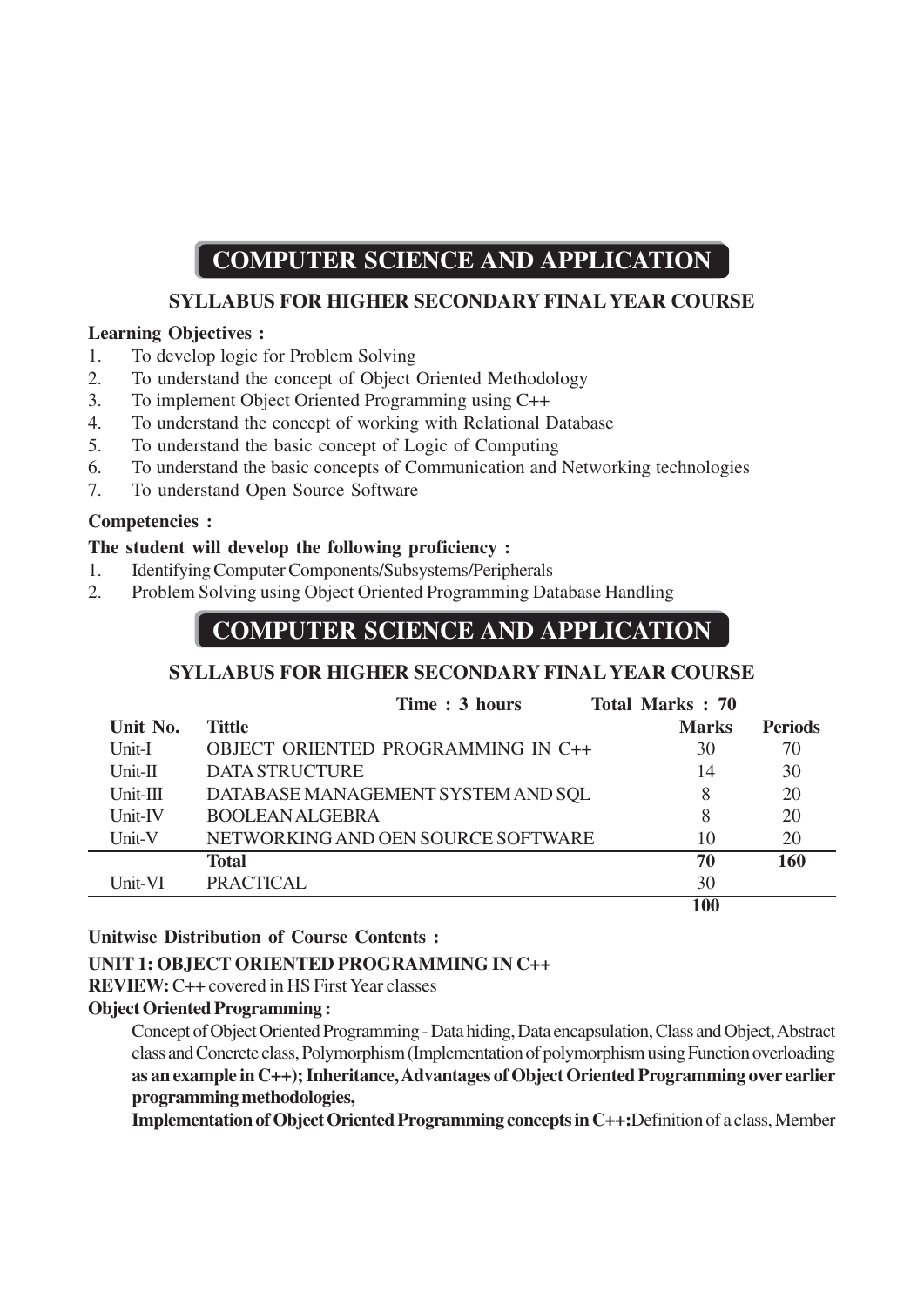# COMPUTER SCIENCE AND APPLICATION

### SYLLABUS FOR HIGHER SECONDARY FINAL YEAR COURSE

**Learning Objectives :**

1. To develop logic for Problem Solving
2. To understand the concept of Object Oriented Methodology
3. To implement Object Oriented Programming using C++
4. To understand the concept of working with Relational Database
5. To understand the basic concept of Logic of Computing
6. To understand the basic concepts of Communication and Networking technologies
7. To understand Open Source Software

**Competencies :**

**The student will develop the following proficiency :**

1. Identifying Computer Components/Subsystems/Peripherals
2. Problem Solving using Object Oriented Programming Database Handling

# COMPUTER SCIENCE AND APPLICATION

### SYLLABUS FOR HIGHER SECONDARY FINAL YEAR COURSE

**Time : 3 hours** &nbsp;&nbsp;&nbsp;&nbsp; **Total Marks : 70**

| Unit No. | Tittle | Marks | Periods |
|---|---|---|---|
| Unit-I | OBJECT ORIENTED PROGRAMMING IN C++ | 30 | 70 |
| Unit-II | DATA STRUCTURE | 14 | 30 |
| Unit-III | DATABASE MANAGEMENT SYSTEM AND SQL | 8 | 20 |
| Unit-IV | BOOLEAN ALGEBRA | 8 | 20 |
| Unit-V | NETWORKING AND OEN SOURCE SOFTWARE | 10 | 20 |
| | **Total** | **70** | **160** |
| Unit-VI | PRACTICAL | 30 | |
| | | **100** | |

**Unitwise Distribution of Course Contents :**

**UNIT 1: OBJECT ORIENTED PROGRAMMING IN C++**

**REVIEW:** C++ covered in HS First Year classes

**Object Oriented Programming :**

Concept of Object Oriented Programming - Data hiding, Data encapsulation, Class and Object, Abstract class and Concrete class, Polymorphism (Implementation of polymorphism using Function overloading **as an example in C++); Inheritance, Advantages of Object Oriented Programming over earlier programming methodologies,**

**Implementation of Object Oriented Programming concepts in C++:** Definition of a class, Member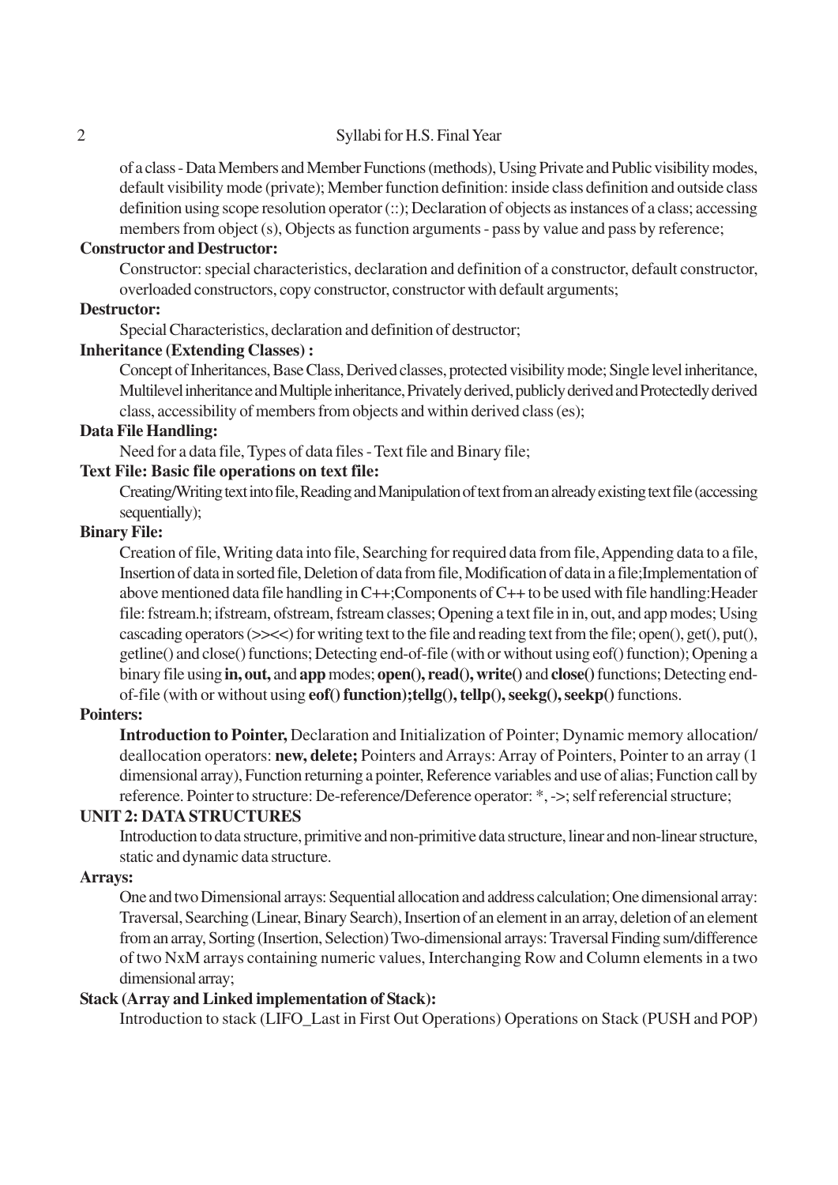of a class - Data Members and Member Functions (methods), Using Private and Public visibility modes, default visibility mode (private); Member function definition: inside class definition and outside class definition using scope resolution operator (::); Declaration of objects as instances of a class; accessing members from object (s), Objects as function arguments - pass by value and pass by reference;

**Constructor and Destructor:**

Constructor: special characteristics, declaration and definition of a constructor, default constructor, overloaded constructors, copy constructor, constructor with default arguments;

**Destructor:**

Special Characteristics, declaration and definition of destructor;

**Inheritance (Extending Classes) :**

Concept of Inheritances, Base Class, Derived classes, protected visibility mode; Single level inheritance, Multilevel inheritance and Multiple inheritance, Privately derived, publicly derived and Protectedly derived class, accessibility of members from objects and within derived class (es);

**Data File Handling:**

Need for a data file, Types of data files - Text file and Binary file;

**Text File: Basic file operations on text file:**

Creating/Writing text into file, Reading and Manipulation of text from an already existing text file (accessing sequentially);

**Binary File:**

Creation of file, Writing data into file, Searching for required data from file, Appending data to a file, Insertion of data in sorted file, Deletion of data from file, Modification of data in a file;Implementation of above mentioned data file handling in C++;Components of C++ to be used with file handling:Header file: fstream.h; ifstream, ofstream, fstream classes; Opening a text file in in, out, and app modes; Using cascading operators (>><<) for writing text to the file and reading text from the file; open(), get(), put(), getline() and close() functions; Detecting end-of-file (with or without using eof() function); Opening a binary file using **in, out,** and **app** modes; **open(), read(), write()** and **close()** functions; Detecting end-of-file (with or without using **eof() function);tellg(), tellp(), seekg(), seekp()** functions.

**Pointers:**

**Introduction to Pointer,** Declaration and Initialization of Pointer; Dynamic memory allocation/ deallocation operators: **new, delete;** Pointers and Arrays: Array of Pointers, Pointer to an array (1 dimensional array), Function returning a pointer, Reference variables and use of alias; Function call by reference. Pointer to structure: De-reference/Deference operator: *, ->; self referencial structure;

**UNIT 2: DATA STRUCTURES**

Introduction to data structure, primitive and non-primitive data structure, linear and non-linear structure, static and dynamic data structure.

**Arrays:**

One and two Dimensional arrays: Sequential allocation and address calculation; One dimensional array: Traversal, Searching (Linear, Binary Search), Insertion of an element in an array, deletion of an element from an array, Sorting (Insertion, Selection) Two-dimensional arrays: Traversal Finding sum/difference of two NxM arrays containing numeric values, Interchanging Row and Column elements in a two dimensional array;

**Stack (Array and Linked implementation of Stack):**

Introduction to stack (LIFO_Last in First Out Operations) Operations on Stack (PUSH and POP)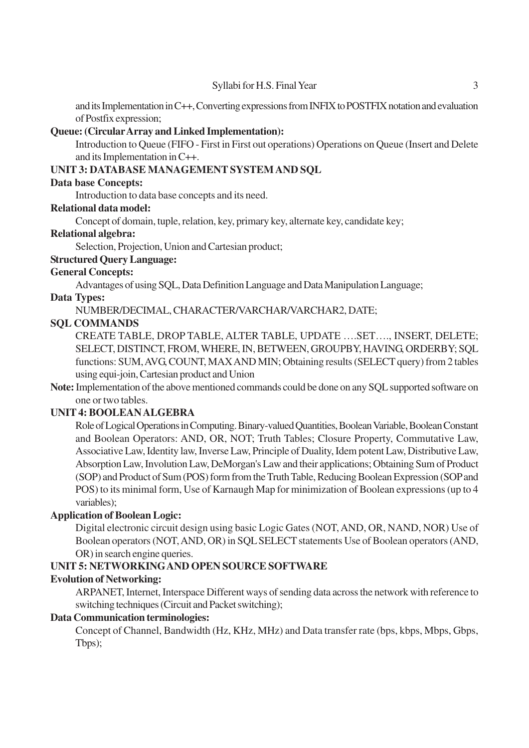and its Implementation in C++, Converting expressions from INFIX to POSTFIX notation and evaluation of Postfix expression;

**Queue: (Circular Array and Linked Implementation):**

Introduction to Queue (FIFO - First in First out operations) Operations on Queue (Insert and Delete and its Implementation in C++.

## UNIT 3: DATABASE MANAGEMENT SYSTEM AND SQL

**Data base Concepts:**

Introduction to data base concepts and its need.

**Relational data model:**

Concept of domain, tuple, relation, key, primary key, alternate key, candidate key;

**Relational algebra:**

Selection, Projection, Union and Cartesian product;

**Structured Query Language:**

**General Concepts:**

Advantages of using SQL, Data Definition Language and Data Manipulation Language;

**Data Types:**

NUMBER/DECIMAL, CHARACTER/VARCHAR/VARCHAR2, DATE;

**SQL COMMANDS**

CREATE TABLE, DROP TABLE, ALTER TABLE, UPDATE ….SET…., INSERT, DELETE; SELECT, DISTINCT, FROM, WHERE, IN, BETWEEN, GROUPBY, HAVING, ORDERBY; SQL functions: SUM, AVG, COUNT, MAX AND MIN; Obtaining results (SELECT query) from 2 tables using equi-join, Cartesian product and Union

**Note:** Implementation of the above mentioned commands could be done on any SQL supported software on one or two tables.

## UNIT 4: BOOLEAN ALGEBRA

Role of Logical Operations in Computing. Binary-valued Quantities, Boolean Variable, Boolean Constant and Boolean Operators: AND, OR, NOT; Truth Tables; Closure Property, Commutative Law, Associative Law, Identity law, Inverse Law, Principle of Duality, Idem potent Law, Distributive Law, Absorption Law, Involution Law, DeMorgan's Law and their applications; Obtaining Sum of Product (SOP) and Product of Sum (POS) form from the Truth Table, Reducing Boolean Expression (SOP and POS) to its minimal form, Use of Karnaugh Map for minimization of Boolean expressions (up to 4 variables);

**Application of Boolean Logic:**

Digital electronic circuit design using basic Logic Gates (NOT, AND, OR, NAND, NOR) Use of Boolean operators (NOT, AND, OR) in SQL SELECT statements Use of Boolean operators (AND, OR) in search engine queries.

## UNIT 5: NETWORKING AND OPEN SOURCE SOFTWARE

**Evolution of Networking:**

ARPANET, Internet, Interspace Different ways of sending data across the network with reference to switching techniques (Circuit and Packet switching);

**Data Communication terminologies:**

Concept of Channel, Bandwidth (Hz, KHz, MHz) and Data transfer rate (bps, kbps, Mbps, Gbps, Tbps);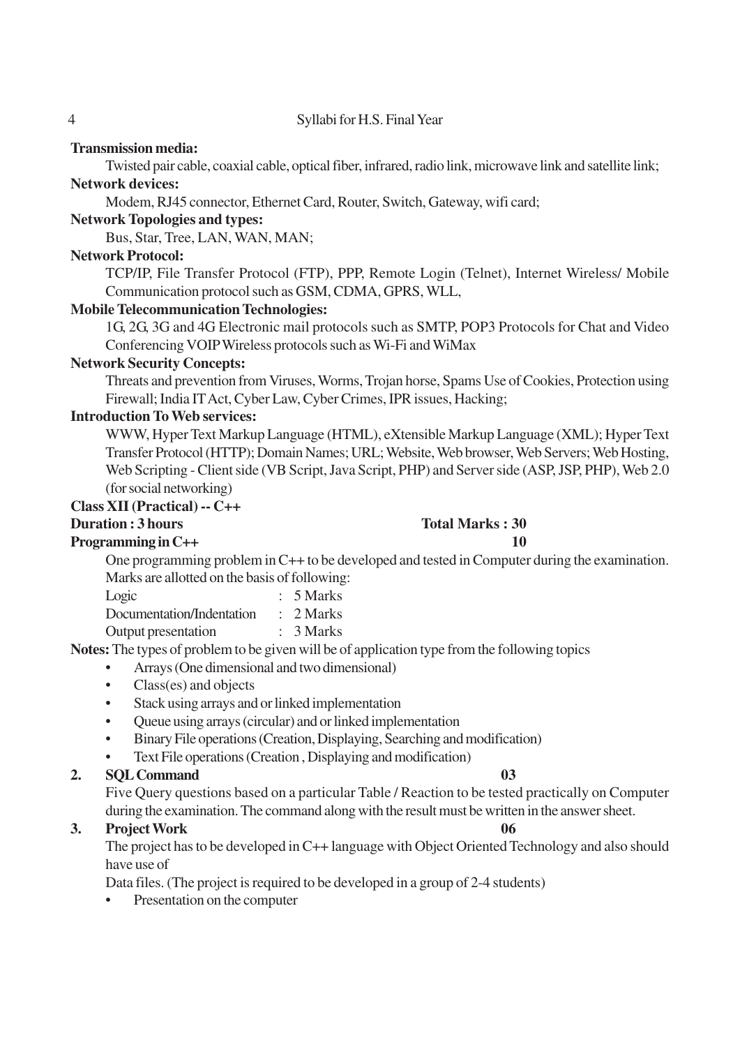**Transmission media:**

Twisted pair cable, coaxial cable, optical fiber, infrared, radio link, microwave link and satellite link;

**Network devices:**

Modem, RJ45 connector, Ethernet Card, Router, Switch, Gateway, wifi card;

**Network Topologies and types:**

Bus, Star, Tree, LAN, WAN, MAN;

**Network Protocol:**

TCP/IP, File Transfer Protocol (FTP), PPP, Remote Login (Telnet), Internet Wireless/ Mobile Communication protocol such as GSM, CDMA, GPRS, WLL,

**Mobile Telecommunication Technologies:**

1G, 2G, 3G and 4G Electronic mail protocols such as SMTP, POP3 Protocols for Chat and Video Conferencing VOIP Wireless protocols such as Wi-Fi and WiMax

**Network Security Concepts:**

Threats and prevention from Viruses, Worms, Trojan horse, Spams Use of Cookies, Protection using Firewall; India IT Act, Cyber Law, Cyber Crimes, IPR issues, Hacking;

**Introduction To Web services:**

WWW, Hyper Text Markup Language (HTML), eXtensible Markup Language (XML); Hyper Text Transfer Protocol (HTTP); Domain Names; URL; Website, Web browser, Web Servers; Web Hosting, Web Scripting - Client side (VB Script, Java Script, PHP) and Server side (ASP, JSP, PHP), Web 2.0 (for social networking)

**Class XII (Practical) -- C++**

**Duration : 3 hours** **Total Marks : 30**

**Programming in C++** **10**

One programming problem in C++ to be developed and tested in Computer during the examination. Marks are allotted on the basis of following:

| | | |
|---|---|---|
| Logic | : | 5 Marks |
| Documentation/Indentation | : | 2 Marks |
| Output presentation | : | 3 Marks |

**Notes:** The types of problem to be given will be of application type from the following topics

- Arrays (One dimensional and two dimensional)
- Class(es) and objects
- Stack using arrays and or linked implementation
- Queue using arrays (circular) and or linked implementation
- Binary File operations (Creation, Displaying, Searching and modification)
- Text File operations (Creation , Displaying and modification)

**2. SQL Command** **03**

Five Query questions based on a particular Table / Reaction to be tested practically on Computer during the examination. The command along with the result must be written in the answer sheet.

**3. Project Work** **06**

The project has to be developed in C++ language with Object Oriented Technology and also should have use of

Data files. (The project is required to be developed in a group of 2-4 students)

- Presentation on the computer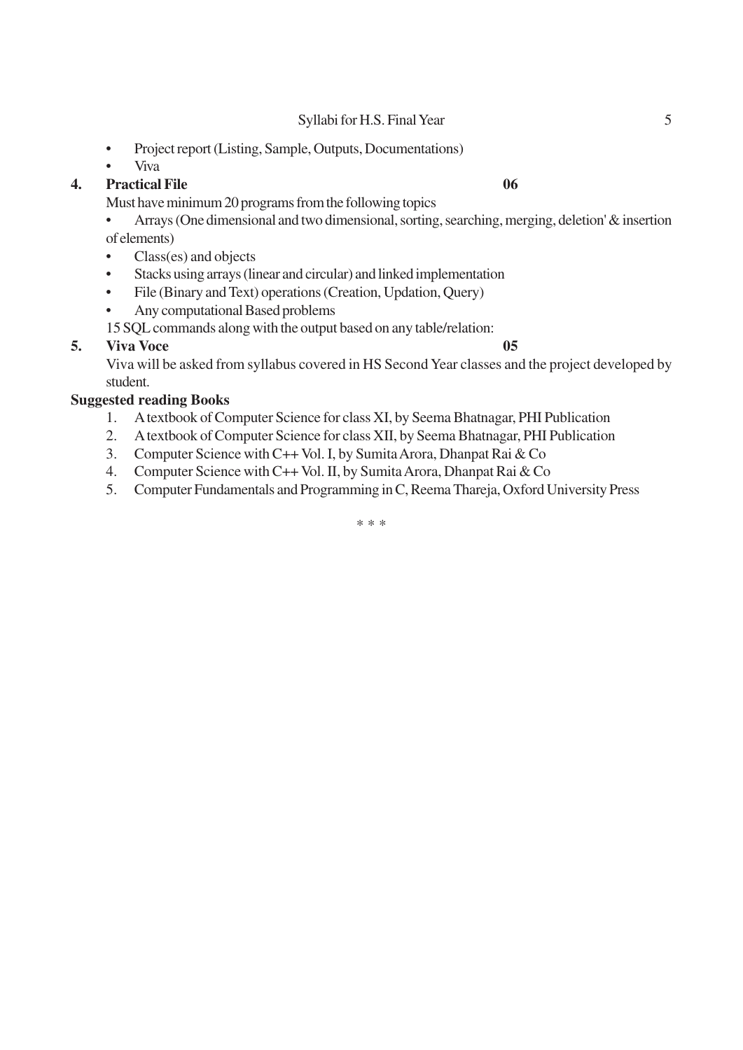- Project report (Listing, Sample, Outputs, Documentations)
- Viva

**4. Practical File** **06**

Must have minimum 20 programs from the following topics

- Arrays (One dimensional and two dimensional, sorting, searching, merging, deletion' & insertion of elements)
- Class(es) and objects
- Stacks using arrays (linear and circular) and linked implementation
- File (Binary and Text) operations (Creation, Updation, Query)
- Any computational Based problems

15 SQL commands along with the output based on any table/relation:

**5. Viva Voce** **05**

Viva will be asked from syllabus covered in HS Second Year classes and the project developed by student.

**Suggested reading Books**

1. A textbook of Computer Science for class XI, by Seema Bhatnagar, PHI Publication
2. A textbook of Computer Science for class XII, by Seema Bhatnagar, PHI Publication
3. Computer Science with C++ Vol. I, by Sumita Arora, Dhanpat Rai & Co
4. Computer Science with C++ Vol. II, by Sumita Arora, Dhanpat Rai & Co
5. Computer Fundamentals and Programming in C, Reema Thareja, Oxford University Press

\* \* \*